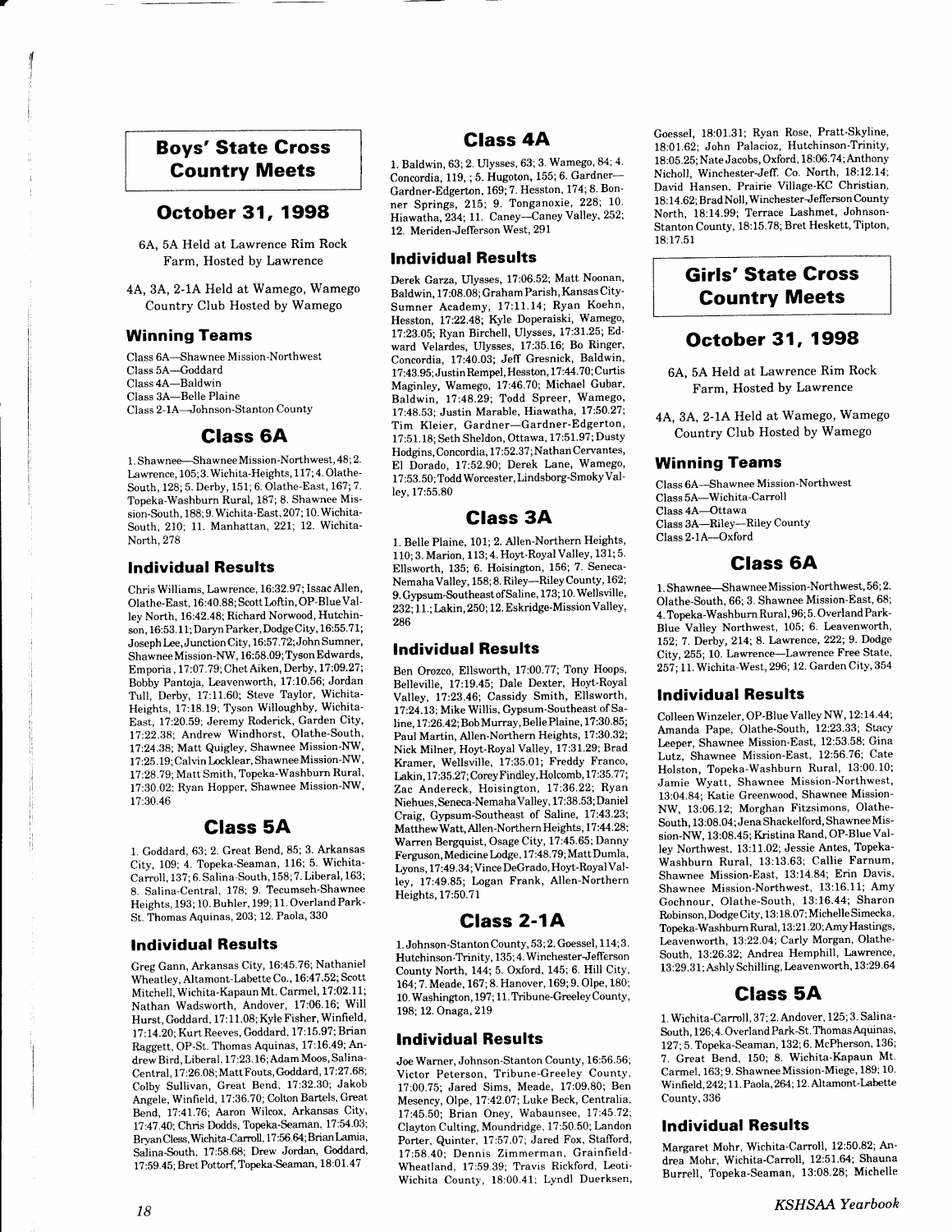## Boys' State Cross Country Meets

### October 31, 1998

6A, 5A Held at Lawrence Rim Rock Farm, Hosted by Lawrence

4A, 3A, 2-1A Held at Wamego, Wamego Country Club Hosted by Wamego

#### Winning Teams

Class 6A—Shawnee Mission-Northwest
Class 5A—Goddard
Class 4A—Baldwin
Class 3A—Belle Plaine
Class 2-1A—Johnson-Stanton County

### Class 6A

1. Shawnee—Shawnee Mission-Northwest, 48; 2. Lawrence, 105; 3. Wichita-Heights, 117; 4. Olathe-South, 128; 5. Derby, 151; 6. Olathe-East, 167; 7. Topeka-Washburn Rural, 187; 8. Shawnee Mission-South, 188; 9. Wichita-East, 207; 10. Wichita-South, 210; 11. Manhattan, 221; 12. Wichita-North, 278

#### Individual Results

Chris Williams, Lawrence, 16:32.97; Issac Allen, Olathe-East, 16:40.88; Scott Loftin, OP-Blue Valley North, 16:42.48; Richard Norwood, Hutchinson, 16:53.11; Daryn Parker, Dodge City, 16:55.71; Joseph Lee, Junction City, 16:57.72; John Sumner, Shawnee Mission-NW, 16:58.09; Tyson Edwards, Emporia, 17:07.79; Chet Aiken, Derby, 17:09.27; Bobby Pantoja, Leavenworth, 17:10.56; Jordan Tull, Derby, 17:11.60; Steve Taylor, Wichita-Heights, 17:18.19; Tyson Willoughby, Wichita-East, 17:20.59; Jeremy Roderick, Garden City, 17:22.38; Andrew Windhorst, Olathe-South, 17:24.38; Matt Quigley, Shawnee Mission-NW, 17:25.19; Calvin Locklear, Shawnee Mission-NW, 17:28.79; Matt Smith, Topeka-Washburn Rural, 17:30.02; Ryan Hopper, Shawnee Mission-NW, 17:30.46

### Class 5A

1. Goddard, 63; 2. Great Bend, 85; 3. Arkansas City, 109; 4. Topeka-Seaman, 116; 5. Wichita-Carroll, 137; 6. Salina-South, 158; 7. Liberal, 163; 8. Salina-Central, 178; 9. Tecumseh-Shawnee Heights, 193; 10. Buhler, 199; 11. Overland Park-St. Thomas Aquinas, 203; 12. Paola, 330

#### Individual Results

Greg Gann, Arkansas City, 16:45.76; Nathaniel Wheatley, Altamont-Labette Co., 16:47.52; Scott Mitchell, Wichita-Kapaun Mt. Carmel, 17:02.11; Nathan Wadsworth, Andover, 17:06.16; Will Hurst, Goddard, 17:11.08; Kyle Fisher, Winfield, 17:14.20; Kurt Reeves, Goddard, 17:15.97; Brian Raggett, OP-St. Thomas Aquinas, 17:16.49; Andrew Bird, Liberal, 17:23.16; Adam Moos, Salina-Central, 17:26.08; Matt Fouts, Goddard, 17:27.68; Colby Sullivan, Great Bend, 17:32.30; Jakob Angele, Winfield, 17:36.70; Colton Bartels, Great Bend, 17:41.76; Aaron Wilcox, Arkansas City, 17:47.40; Chris Dodds, Topeka-Seaman, 17:54.03; Bryan Cless, Wichita-Carroll, 17:56.64; Brian Lamia, Salina-South, 17:58.68; Drew Jordan, Goddard, 17:59.45; Bret Pottorf, Topeka-Seaman, 18:01.47

### Class 4A

1. Baldwin, 63; 2. Ulysses, 63; 3. Wamego, 84; 4. Concordia, 119, ; 5. Hugoton, 155; 6. Gardner—Gardner-Edgerton, 169; 7. Hesston, 174; 8. Bonner Springs, 215; 9. Tonganoxie, 228; 10. Hiawatha, 234; 11. Caney—Caney Valley, 252; 12. Meriden-Jefferson West, 291

#### Individual Results

Derek Garza, Ulysses, 17:06.52; Matt Noonan, Baldwin, 17:08.08; Graham Parish, Kansas City-Sumner Academy, 17:11.14; Ryan Koehn, Hesston, 17:22.48; Kyle Doperaiski, Wamego, 17:23.05; Ryan Birchell, Ulysses, 17:31.25; Edward Velardes, Ulysses, 17:35.16; Bo Ringer, Concordia, 17:40.03; Jeff Gresnick, Baldwin, 17:43.95; Justin Rempel, Hesston, 17:44.70; Curtis Maginley, Wamego, 17:46.70; Michael Gubar, Baldwin, 17:48.29; Todd Spreer, Wamego, 17:48.53; Justin Marable, Hiawatha, 17:50.27; Tim Kleier, Gardner—Gardner-Edgerton, 17:51.18; Seth Sheldon, Ottawa, 17:51.97; Dusty Hodgins, Concordia, 17:52.37; Nathan Cervantes, El Dorado, 17:52.90; Derek Lane, Wamego, 17:53.50; Todd Worcester, Lindsborg-Smoky Valley, 17:55.80

### Class 3A

1. Belle Plaine, 101; 2. Allen-Northern Heights, 110; 3. Marion, 113; 4. Hoyt-Royal Valley, 131; 5. Ellsworth, 135; 6. Hoisington, 156; 7. Seneca-Nemaha Valley, 158; 8. Riley—Riley County, 162; 9. Gypsum-Southeast of Saline, 173; 10. Wellsville, 232; 11.; Lakin, 250; 12. Eskridge-Mission Valley, 286

#### Individual Results

Ben Orozco, Ellsworth, 17:00.77; Tony Hoops, Belleville, 17:19.45; Dale Dexter, Hoyt-Royal Valley, 17:23.46; Cassidy Smith, Ellsworth, 17:24.13; Mike Willis, Gypsum-Southeast of Saline, 17:26.42; Bob Murray, Belle Plaine, 17:30.85; Paul Martin, Allen-Northern Heights, 17:30.32; Nick Milner, Hoyt-Royal Valley, 17:31.29; Brad Kramer, Wellsville, 17:35.01; Freddy Franco, Lakin, 17:35.27; Corey Findley, Holcomb, 17:35.77; Zac Andereck, Hoisington, 17:36.22; Ryan Niehues, Seneca-Nemaha Valley, 17:38.53; Daniel Craig, Gypsum-Southeast of Saline, 17:43.23; Matthew Watt, Allen-Northern Heights, 17:44.28; Warren Bergquist, Osage City, 17:45.65; Danny Ferguson, Medicine Lodge, 17:48.79; Matt Dumla, Lyons, 17:49.34; Vince DeGrado, Hoyt-Royal Valley, 17:49.85; Logan Frank, Allen-Northern Heights, 17:50.71

### Class 2-1A

1. Johnson-Stanton County, 53; 2. Goessel, 114; 3. Hutchinson-Trinity, 135; 4. Winchester-Jefferson County North, 144; 5. Oxford, 145; 6. Hill City, 164; 7. Meade, 167; 8. Hanover, 169; 9. Olpe, 180; 10. Washington, 197; 11. Tribune-Greeley County, 198; 12. Onaga, 219

#### Individual Results

Joe Warner, Johnson-Stanton County, 16:56.56; Victor Peterson, Tribune-Greeley County, 17:00.75; Jared Sims, Meade, 17:09.80; Ben Mesency, Olpe, 17:42.07; Luke Beck, Centralia, 17:45.50; Brian Oney, Wabaunsee, 17:45.72; Clayton Culting, Moundridge, 17:50.50; Landon Porter, Quinter, 17:57.07; Jared Fox, Stafford, 17:58.40; Dennis Zimmerman, Grainfield-Wheatland, 17:59.39; Travis Rickford, Leoti-Wichita County, 18:00.41; Lyndl Duerksen, Goessel, 18:01.31; Ryan Rose, Pratt-Skyline, 18:01.62; John Palacioz, Hutchinson-Trinity, 18:05.25; Nate Jacobs, Oxford, 18:06.74; Anthony Nicholl, Winchester-Jeff. Co. North, 18:12.14; David Hansen, Prairie Village-KC Christian, 18:14.62; Brad Noll, Winchester-Jefferson County North, 18:14.99; Terrace Lashmet, Johnson-Stanton County, 18:15.78; Bret Heskett, Tipton, 18:17.51

## Girls' State Cross Country Meets

### October 31, 1998

6A, 5A Held at Lawrence Rim Rock Farm, Hosted by Lawrence

4A, 3A, 2-1A Held at Wamego, Wamego Country Club Hosted by Wamego

#### Winning Teams

Class 6A—Shawnee Mission-Northwest
Class 5A—Wichita-Carroll
Class 4A—Ottawa
Class 3A—Riley—Riley County
Class 2-1A—Oxford

### Class 6A

1. Shawnee—Shawnee Mission-Northwest, 56; 2. Olathe-South, 66; 3. Shawnee Mission-East, 68; 4. Topeka-Washburn Rural, 96; 5. Overland Park-Blue Valley Northwest, 105; 6. Leavenworth, 152; 7. Derby, 214; 8. Lawrence, 222; 9. Dodge City, 255; 10. Lawrence—Lawrence Free State, 257; 11. Wichita-West, 296; 12. Garden City, 354

#### Individual Results

Colleen Winzeler, OP-Blue Valley NW, 12:14.44; Amanda Pape, Olathe-South, 12:23.33; Stacy Leeper, Shawnee Mission-East, 12:53.58; Gina Lutz, Shawnee Mission-East, 12:56.76; Cate Holston, Topeka-Washburn Rural, 13:00.10; Jamie Wyatt, Shawnee Mission-Northwest, 13:04.84; Katie Greenwood, Shawnee Mission-NW, 13:06.12; Morghan Fitzsimons, Olathe-South, 13:08.04; Jena Shackelford, Shawnee Mission-NW, 13:08.45; Kristina Rand, OP-Blue Valley Northwest, 13:11.02; Jessie Antes, Topeka-Washburn Rural, 13:13.63; Callie Farnum, Shawnee Mission-East, 13:14.84; Erin Davis, Shawnee Mission-Northwest, 13:16.11; Amy Gochnour, Olathe-South, 13:16.44; Sharon Robinson, Dodge City, 13:18.07; Michelle Simecka, Topeka-Washburn Rural, 13:21.20; Amy Hastings, Leavenworth, 13:22.04; Carly Morgan, Olathe-South, 13:26.32; Andrea Hemphill, Lawrence, 13:29.31; Ashly Schilling, Leavenworth, 13:29.64

### Class 5A

1. Wichita-Carroll, 37; 2. Andover, 125; 3. Salina-South, 126; 4. Overland Park-St. Thomas Aquinas, 127; 5. Topeka-Seaman, 132; 6. McPherson, 136; 7. Great Bend, 150; 8. Wichita-Kapaun Mt. Carmel, 163; 9. Shawnee Mission-Miege, 189; 10. Winfield, 242; 11. Paola, 264; 12. Altamont-Labette County, 336

#### Individual Results

Margaret Mohr, Wichita-Carroll, 12:50.82; Andrea Mohr, Wichita-Carroll, 12:51.64; Shauna Burrell, Topeka-Seaman, 13:08.28; Michelle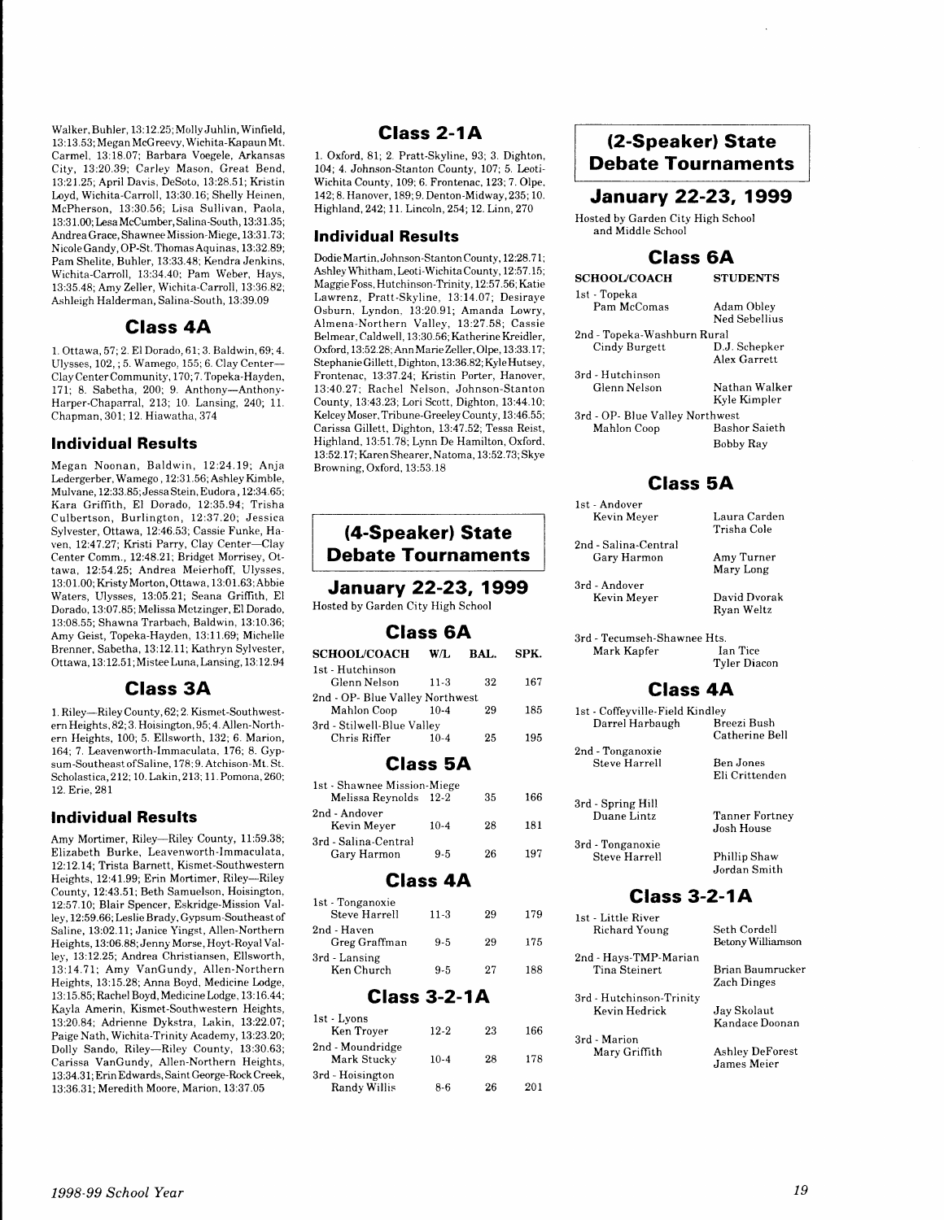Walker, Buhler, 13:12.25; Molly Juhlin, Winfield, 13:13.53; Megan McGreevy, Wichita-Kapaun Mt. Carmel, 13:18.07; Barbara Voegele, Arkansas City, 13:20.39; Carley Mason, Great Bend, 13:21.25; April Davis, DeSoto, 13:28.51; Kristin Loyd, Wichita-Carroll, 13:30.16; Shelly Heinen, McPherson, 13:30.56; Lisa Sullivan, Paola, 13:31.00; Lesa McCumber, Salina-South, 13:31.35; Andrea Grace, Shawnee Mission-Miege, 13:31.73; Nicole Gandy, OP-St. Thomas Aquinas, 13:32.89; Pam Shelite, Buhler, 13:33.48; Kendra Jenkins, Wichita-Carroll, 13:34.40; Pam Weber, Hays, 13:35.48; Amy Zeller, Wichita-Carroll, 13:36.82; Ashleigh Halderman, Salina-South, 13:39.09

## Class 4A

1. Ottawa, 57; 2. El Dorado, 61; 3. Baldwin, 69; 4. Ulysses, 102, ; 5. Wamego, 155; 6. Clay Center—Clay Center Community, 170; 7. Topeka-Hayden, 171; 8. Sabetha, 200; 9. Anthony—Anthony-Harper-Chaparral, 213; 10. Lansing, 240; 11. Chapman, 301; 12. Hiawatha, 374

### Individual Results

Megan Noonan, Baldwin, 12:24.19; Anja Ledergerber, Wamego, 12:31.56; Ashley Kimble, Mulvane, 12:33.85; Jessa Stein, Eudora, 12:34.65; Kara Griffith, El Dorado, 12:35.94; Trisha Culbertson, Burlington, 12:37.20; Jessica Sylvester, Ottawa, 12:46.53; Cassie Funke, Haven, 12:47.27; Kristi Parry, Clay Center—Clay Center Comm., 12:48.21; Bridget Morrisey, Ottawa, 12:54.25; Andrea Meierhoff, Ulysses, 13:01.00; Kristy Morton, Ottawa, 13:01.63; Abbie Waters, Ulysses, 13:05.21; Seana Griffith, El Dorado, 13:07.85; Melissa Metzinger, El Dorado, 13:08.55; Shawna Trarbach, Baldwin, 13:10.36; Amy Geist, Topeka-Hayden, 13:11.69; Michelle Brenner, Sabetha, 13:12.11; Kathryn Sylvester, Ottawa, 13:12.51; Mistee Luna, Lansing, 13:12.94

## Class 3A

1. Riley—Riley County, 62; 2. Kismet-Southwestern Heights, 82; 3. Hoisington, 95; 4. Allen-Northern Heights, 100; 5. Ellsworth, 132; 6. Marion, 164; 7. Leavenworth-Immaculata, 176; 8. Gypsum-Southeast of Saline, 178; 9. Atchison-Mt. St. Scholastica, 212; 10. Lakin, 213; 11. Pomona, 260; 12. Erie, 281

### Individual Results

Amy Mortimer, Riley—Riley County, 11:59.38; Elizabeth Burke, Leavenworth-Immaculata, 12:12.14; Trista Barnett, Kismet-Southwestern Heights, 12:41.99; Erin Mortimer, Riley—Riley County, 12:43.51; Beth Samuelson, Hoisington, 12:57.10; Blair Spencer, Eskridge-Mission Valley, 12:59.66; Leslie Brady, Gypsum-Southeast of Saline, 13:02.11; Janice Yingst, Allen-Northern Heights, 13:06.88; Jenny Morse, Hoyt-Royal Valley, 13:12.25; Andrea Christiansen, Ellsworth, 13:14.71; Amy VanGundy, Allen-Northern Heights, 13:15.28; Anna Boyd, Medicine Lodge, 13:15.85; Rachel Boyd, Medicine Lodge, 13:16.44; Kayla Amerin, Kismet-Southwestern Heights, 13:20.84; Adrienne Dykstra, Lakin, 13:22.07; Paige Nath, Wichita-Trinity Academy, 13:23.20; Dolly Sando, Riley—Riley County, 13:30.63; Carissa VanGundy, Allen-Northern Heights, 13:34.31; Erin Edwards, Saint George-Rock Creek, 13:36.31; Meredith Moore, Marion, 13:37.05

## Class 2-1A

1. Oxford, 81; 2. Pratt-Skyline, 93; 3. Dighton, 104; 4. Johnson-Stanton County, 107; 5. Leoti-Wichita County, 109; 6. Frontenac, 123; 7. Olpe, 142; 8. Hanover, 189; 9. Denton-Midway, 235; 10. Highland, 242; 11. Lincoln, 254; 12. Linn, 270

### Individual Results

Dodie Martin, Johnson-Stanton County, 12:28.71; Ashley Whitham, Leoti-Wichita County, 12:57.15; Maggie Foss, Hutchinson-Trinity, 12:57.56; Katie Lawrenz, Pratt-Skyline, 13:14.07; Desiraye Osburn, Lyndon, 13:20.91; Amanda Lowry, Almena-Northern Valley, 13:27.58; Cassie Belmear, Caldwell, 13:30.56; Katherine Kreidler, Oxford, 13:52.28; Ann Marie Zeller, Olpe, 13:33.17; Stephanie Gillett, Dighton, 13:36.82; Kyle Hutsey, Frontenac, 13:37.24; Kristin Porter, Hanover, 13:40.27; Rachel Nelson, Johnson-Stanton County, 13:43.23; Lori Scott, Dighton, 13:44.10; Kelcey Moser, Tribune-Greeley County, 13:46.55; Carissa Gillett, Dighton, 13:47.52; Tessa Reist, Highland, 13:51.78; Lynn De Hamilton, Oxford, 13:52.17; Karen Shearer, Natoma, 13:52.73; Skye Browning, Oxford, 13:53.18

# (4-Speaker) State Debate Tournaments

## January 22-23, 1999

Hosted by Garden City High School

### Class 6A

| SCHOOL/COACH | W/L | BAL. | SPK. |
|---|---|---|---|
| 1st - Hutchinson<br>Glenn Nelson | 11-3 | 32 | 167 |
| 2nd - OP - Blue Valley Northwest<br>Mahlon Coop | 10-4 | 29 | 185 |
| 3rd - Stilwell-Blue Valley<br>Chris Riffer | 10-4 | 25 | 195 |

### Class 5A

| SCHOOL/COACH | W/L | BAL. | SPK. |
|---|---|---|---|
| 1st - Shawnee Mission-Miege<br>Melissa Reynolds | 12-2 | 35 | 166 |
| 2nd - Andover<br>Kevin Meyer | 10-4 | 28 | 181 |
| 3rd - Salina-Central<br>Gary Harmon | 9-5 | 26 | 197 |

### Class 4A

| SCHOOL/COACH | W/L | BAL. | SPK. |
|---|---|---|---|
| 1st - Tonganoxie<br>Steve Harrell | 11-3 | 29 | 179 |
| 2nd - Haven<br>Greg Graffman | 9-5 | 29 | 175 |
| 3rd - Lansing<br>Ken Church | 9-5 | 27 | 188 |

### Class 3-2-1A

| SCHOOL/COACH | W/L | BAL. | SPK. |
|---|---|---|---|
| 1st - Lyons<br>Ken Troyer | 12-2 | 23 | 166 |
| 2nd - Moundridge<br>Mark Stucky | 10-4 | 28 | 178 |
| 3rd - Hoisington<br>Randy Willis | 8-6 | 26 | 201 |

# (2-Speaker) State Debate Tournaments

## January 22-23, 1999

Hosted by Garden City High School and Middle School

### Class 6A

| SCHOOL/COACH | STUDENTS |
|---|---|
| 1st - Topeka<br>Pam McComas | Adam Obley<br>Ned Sebellius |
| 2nd - Topeka-Washburn Rural<br>Cindy Burgett | D.J. Schepker<br>Alex Garrett |
| 3rd - Hutchinson<br>Glenn Nelson | Nathan Walker<br>Kyle Kimpler |
| 3rd - OP- Blue Valley Northwest<br>Mahlon Coop | Bashor Saieth<br>Bobby Ray |

### Class 5A

| SCHOOL/COACH | STUDENTS |
|---|---|
| 1st - Andover<br>Kevin Meyer | Laura Carden<br>Trisha Cole |
| 2nd - Salina-Central<br>Gary Harmon | Amy Turner<br>Mary Long |
| 3rd - Andover<br>Kevin Meyer | David Dvorak<br>Ryan Weltz |
| 3rd - Tecumseh-Shawnee Hts.<br>Mark Kapfer | Ian Tice<br>Tyler Diacon |

### Class 4A

| SCHOOL/COACH | STUDENTS |
|---|---|
| 1st - Coffeyville-Field Kindley<br>Darrel Harbaugh | Breezi Bush<br>Catherine Bell |
| 2nd - Tonganoxie<br>Steve Harrell | Ben Jones<br>Eli Crittenden |
| 3rd - Spring Hill<br>Duane Lintz | Tanner Fortney<br>Josh House |
| 3rd - Tonganoxie<br>Steve Harrell | Phillip Shaw<br>Jordan Smith |

### Class 3-2-1A

| SCHOOL/COACH | STUDENTS |
|---|---|
| 1st - Little River<br>Richard Young | Seth Cordell<br>Betony Williamson |
| 2nd - Hays-TMP-Marian<br>Tina Steinert | Brian Baumrucker<br>Zach Dinges |
| 3rd - Hutchinson-Trinity<br>Kevin Hedrick | Jay Skolaut<br>Kandace Doonan |
| 3rd - Marion<br>Mary Griffith | Ashley DeForest<br>James Meier |